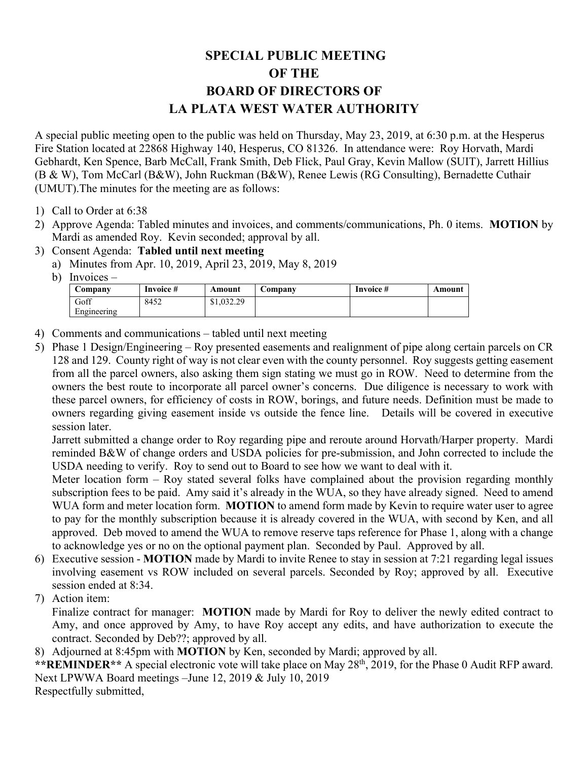# SPECIAL PUBLIC MEETING
# OF THE
# BOARD OF DIRECTORS OF
# LA PLATA WEST WATER AUTHORITY

A special public meeting open to the public was held on Thursday, May 23, 2019, at 6:30 p.m. at the Hesperus Fire Station located at 22868 Highway 140, Hesperus, CO 81326. In attendance were: Roy Horvath, Mardi Gebhardt, Ken Spence, Barb McCall, Frank Smith, Deb Flick, Paul Gray, Kevin Mallow (SUIT), Jarrett Hillius (B & W), Tom McCarl (B&W), John Ruckman (B&W), Renee Lewis (RG Consulting), Bernadette Cuthair (UMUT).The minutes for the meeting are as follows:

1) Call to Order at 6:38
2) Approve Agenda: Tabled minutes and invoices, and comments/communications, Ph. 0 items. **MOTION** by Mardi as amended Roy. Kevin seconded; approval by all.
3) Consent Agenda: **Tabled until next meeting**
   a) Minutes from Apr. 10, 2019, April 23, 2019, May 8, 2019
   b) Invoices –

| Company | Invoice # | Amount | Company | Invoice # | Amount |
|---|---|---|---|---|---|
| Goff Engineering | 8452 | $1,032.29 | | | |

4) Comments and communications – tabled until next meeting
5) Phase 1 Design/Engineering – Roy presented easements and realignment of pipe along certain parcels on CR 128 and 129. County right of way is not clear even with the county personnel. Roy suggests getting easement from all the parcel owners, also asking them sign stating we must go in ROW. Need to determine from the owners the best route to incorporate all parcel owner's concerns. Due diligence is necessary to work with these parcel owners, for efficiency of costs in ROW, borings, and future needs. Definition must be made to owners regarding giving easement inside vs outside the fence line. Details will be covered in executive session later.

   Jarrett submitted a change order to Roy regarding pipe and reroute around Horvath/Harper property. Mardi reminded B&W of change orders and USDA policies for pre-submission, and John corrected to include the USDA needing to verify. Roy to send out to Board to see how we want to deal with it.

   Meter location form – Roy stated several folks have complained about the provision regarding monthly subscription fees to be paid. Amy said it's already in the WUA, so they have already signed. Need to amend WUA form and meter location form. **MOTION** to amend form made by Kevin to require water user to agree to pay for the monthly subscription because it is already covered in the WUA, with second by Ken, and all approved. Deb moved to amend the WUA to remove reserve taps reference for Phase 1, along with a change to acknowledge yes or no on the optional payment plan. Seconded by Paul. Approved by all.
6) Executive session - **MOTION** made by Mardi to invite Renee to stay in session at 7:21 regarding legal issues involving easement vs ROW included on several parcels. Seconded by Roy; approved by all. Executive session ended at 8:34.
7) Action item:

   Finalize contract for manager: **MOTION** made by Mardi for Roy to deliver the newly edited contract to Amy, and once approved by Amy, to have Roy accept any edits, and have authorization to execute the contract. Seconded by Deb??; approved by all.
8) Adjourned at 8:45pm with **MOTION** by Ken, seconded by Mardi; approved by all.

****REMINDER**** A special electronic vote will take place on May 28th, 2019, for the Phase 0 Audit RFP award.
Next LPWWA Board meetings –June 12, 2019 & July 10, 2019
Respectfully submitted,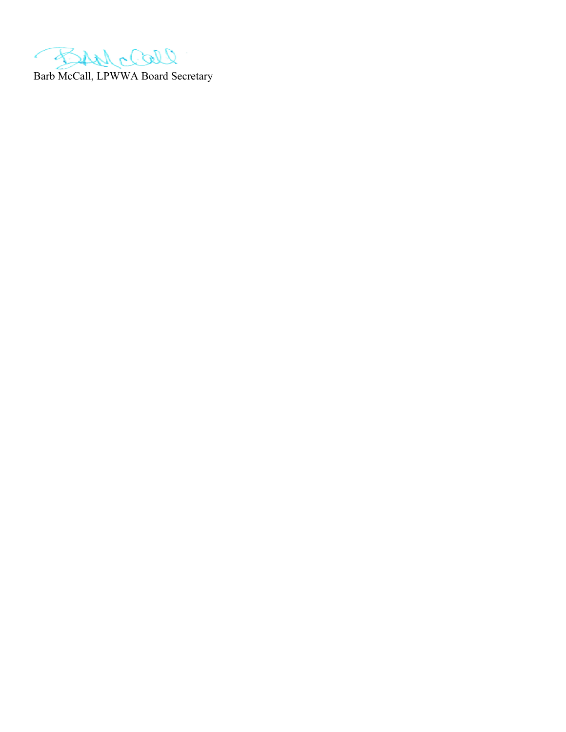Barb McCall, LPWWA Board Secretary